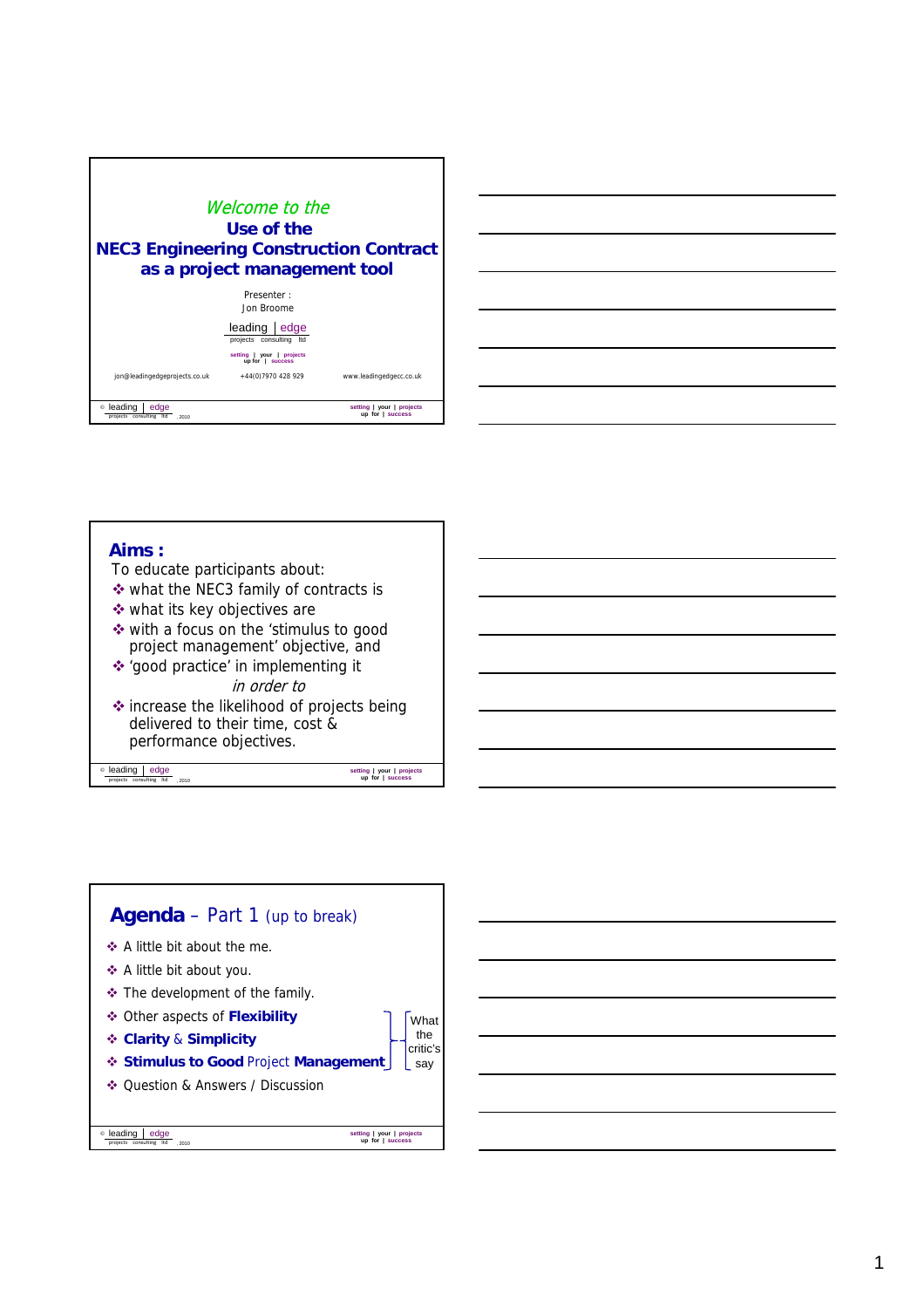*Welcome to the*

# Use of the NEC3 Engineering Construction Contract as a project management tool

Presenter :
Jon Broome

leading | edge
projects consulting ltd

setting | your | projects
up for | success

jon@leadingedgeprojects.co.uk    +44(0)7970 428 929    www.leadingedgecc.co.uk

## Aims :

To educate participants about:

- what the NEC3 family of contracts is
- what its key objectives are
- with a focus on the 'stimulus to good project management' objective, and
- 'good practice' in implementing it

*in order to*

- increase the likelihood of projects being delivered to their time, cost & performance objectives.

## Agenda – Part 1 (up to break)

- A little bit about the me.
- A little bit about you.
- The development of the family.
- Other aspects of **Flexibility**
- **Clarity** & **Simplicity**
- **Stimulus to Good** Project **Management**
- Question & Answers / Discussion

(Other aspects of Flexibility; Clarity & Simplicity; Stimulus to Good Project Management: What the critic's say)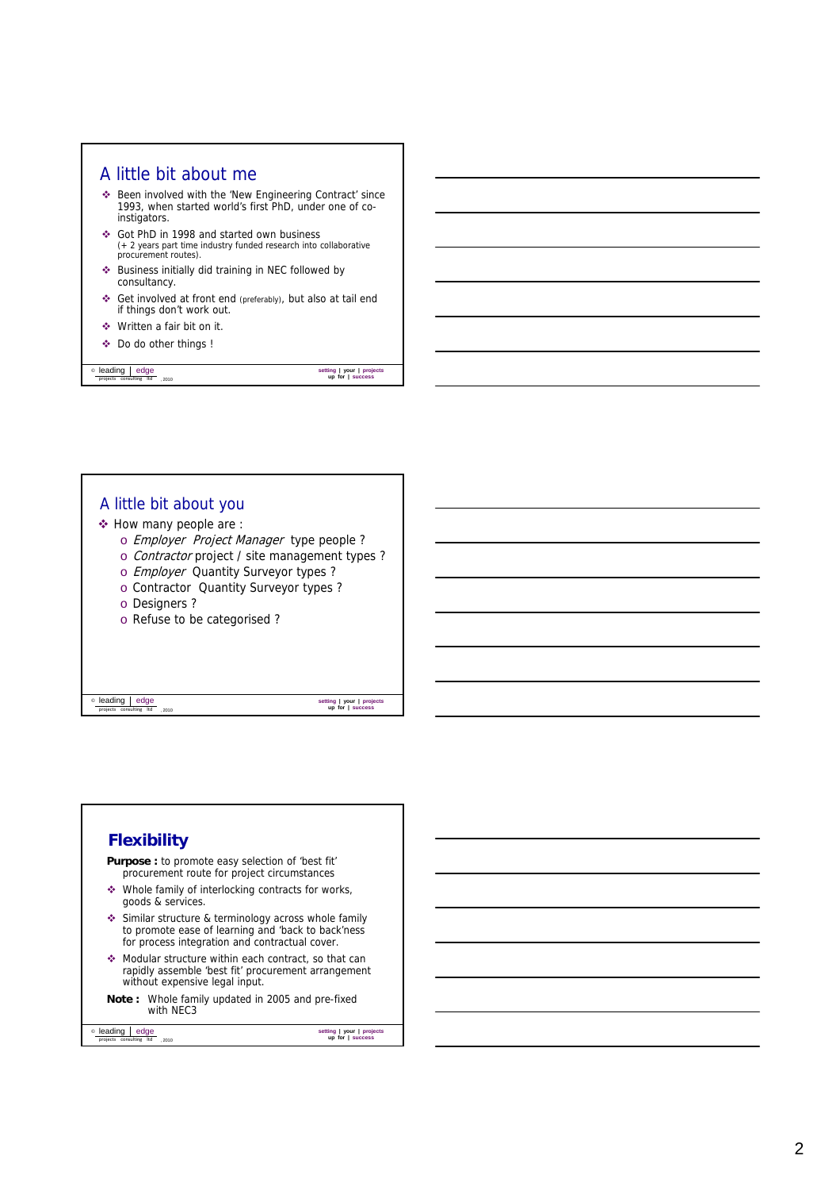## A little bit about me

- Been involved with the 'New Engineering Contract' since 1993, when started world's first PhD, under one of co-instigators.
- Got PhD in 1998 and started own business (+ 2 years part time industry funded research into collaborative procurement routes).
- Business initially did training in NEC followed by consultancy.
- Get involved at front end (preferably), but also at tail end if things don't work out.
- Written a fair bit on it.
- Do do other things !

## A little bit about you

- How many people are :
  - *Employer Project Manager* type people ?
  - *Contractor* project / site management types ?
  - *Employer* Quantity Surveyor types ?
  - Contractor Quantity Surveyor types ?
  - Designers ?
  - Refuse to be categorised ?

## Flexibility

**Purpose :** to promote easy selection of 'best fit' procurement route for project circumstances

- Whole family of interlocking contracts for works, goods & services.
- Similar structure & terminology across whole family to promote ease of learning and 'back to back'ness for process integration and contractual cover.
- Modular structure within each contract, so that can rapidly assemble 'best fit' procurement arrangement without expensive legal input.

**Note :** Whole family updated in 2005 and pre-fixed with NEC3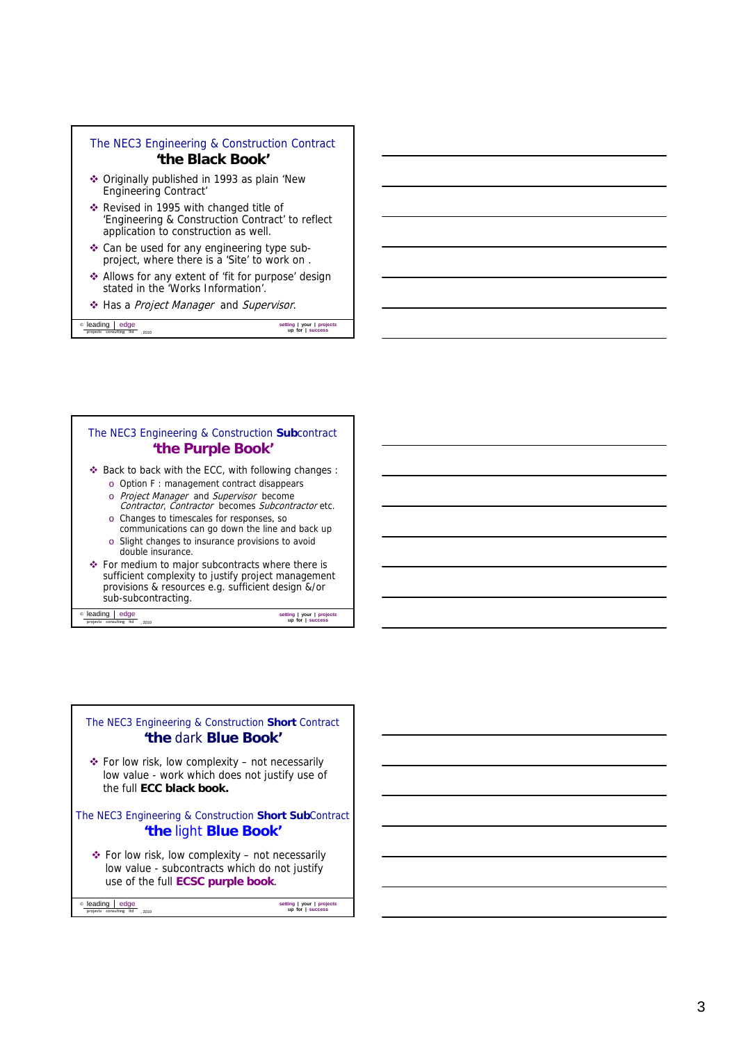## The NEC3 Engineering & Construction Contract
### 'the Black Book'

- Originally published in 1993 as plain 'New Engineering Contract'
- Revised in 1995 with changed title of 'Engineering & Construction Contract' to reflect application to construction as well.
- Can be used for any engineering type sub-project, where there is a 'Site' to work on .
- Allows for any extent of 'fit for purpose' design stated in the 'Works Information'.
- Has a *Project Manager* and *Supervisor*.

© leading | edge projects consulting ltd, 2010 — setting up | your for | projects success

## The NEC3 Engineering & Construction **Sub**contract
### 'the Purple Book'

- Back to back with the ECC, with following changes :
  - Option F : management contract disappears
  - *Project Manager* and *Supervisor* become *Contractor*, *Contractor* becomes *Subcontractor* etc.
  - Changes to timescales for responses, so communications can go down the line and back up
  - Slight changes to insurance provisions to avoid double insurance.
- For medium to major subcontracts where there is sufficient complexity to justify project management provisions & resources e.g. sufficient design &/or sub-subcontracting.

© leading | edge projects consulting ltd, 2010 — setting up | your for | projects success

## The NEC3 Engineering & Construction **Short** Contract
### 'the dark **Blue Book**'

- For low risk, low complexity – not necessarily low value - work which does not justify use of the full **ECC black book.**

## The NEC3 Engineering & Construction **Short Sub**Contract
### 'the light **Blue Book**'

- For low risk, low complexity – not necessarily low value - subcontracts which do not justify use of the full **ECSC purple book**.

© leading | edge projects consulting ltd, 2010 — setting up | your for | projects success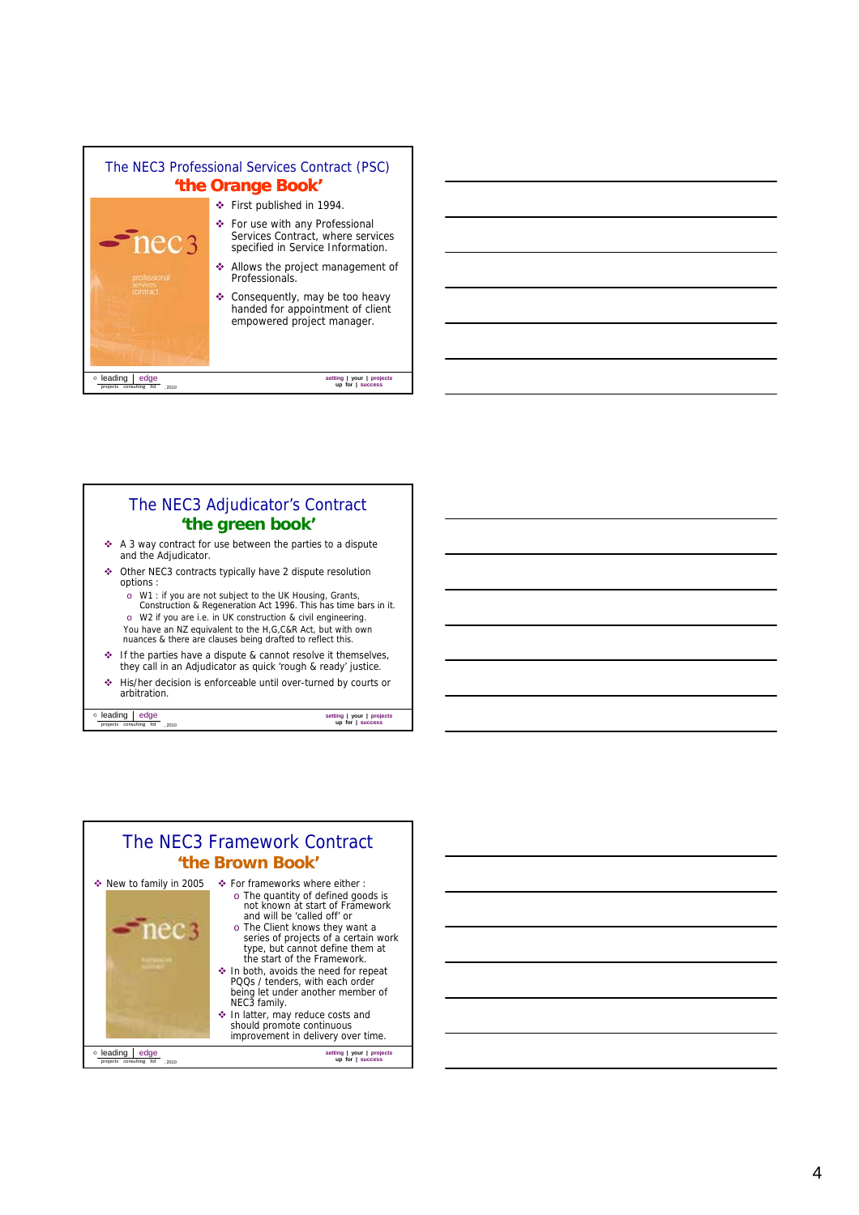## The NEC3 Professional Services Contract (PSC)

### 'the Orange Book'

- First published in 1994.
- For use with any Professional Services Contract, where services specified in Service Information.
- Allows the project management of Professionals.
- Consequently, may be too heavy handed for appointment of client empowered project manager.

## The NEC3 Adjudicator's Contract

### 'the green book'

- A 3 way contract for use between the parties to a dispute and the Adjudicator.
- Other NEC3 contracts typically have 2 dispute resolution options :
  - W1 : if you are not subject to the UK Housing, Grants, Construction & Regeneration Act 1996. This has time bars in it.
  - W2 if you are i.e. in UK construction & civil engineering.

  You have an NZ equivalent to the H,G,C&R Act, but with own nuances & there are clauses being drafted to reflect this.
- If the parties have a dispute & cannot resolve it themselves, they call in an Adjudicator as quick 'rough & ready' justice.
- His/her decision is enforceable until over-turned by courts or arbitration.

## The NEC3 Framework Contract

### 'the Brown Book'

- New to family in 2005
- For frameworks where either :
  - The quantity of defined goods is not known at start of Framework and will be 'called off' or
  - The Client knows they want a series of projects of a certain work type, but cannot define them at the start of the Framework.
- In both, avoids the need for repeat PQQs / tenders, with each order being let under another member of NEC3 family.
- In latter, may reduce costs and should promote continuous improvement in delivery over time.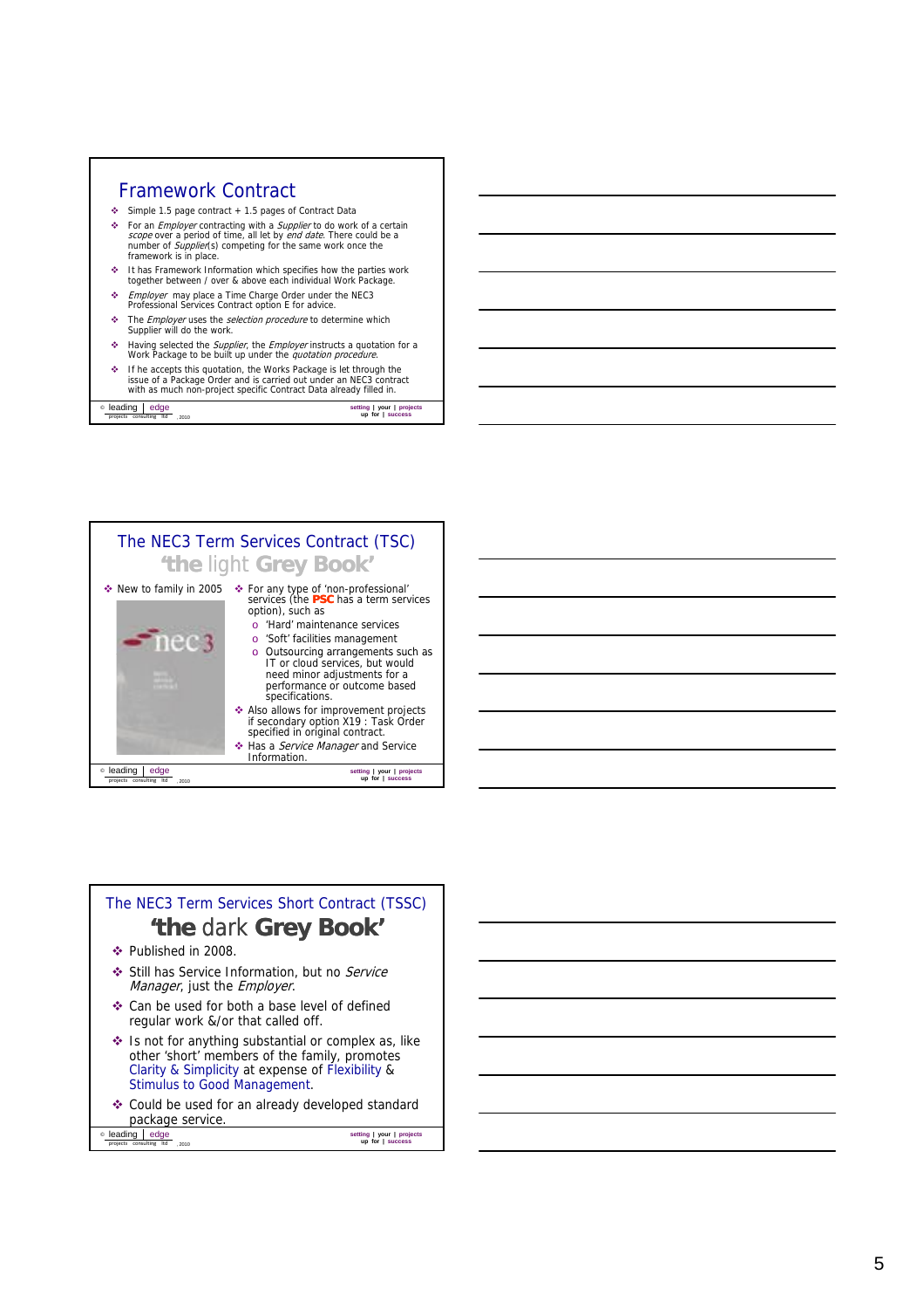## Framework Contract

- Simple 1.5 page contract + 1.5 pages of Contract Data
- For an *Employer* contracting with a *Supplier* to do work of a certain *scope* over a period of time, all let by *end date*. There could be a number of *Supplier*(s) competing for the same work once the framework is in place.
- It has Framework Information which specifies how the parties work together between / over & above each individual Work Package.
- *Employer* may place a Time Charge Order under the NEC3 Professional Services Contract option E for advice.
- The *Employer* uses the *selection procedure* to determine which Supplier will do the work.
- Having selected the *Supplier*, the *Employer* instructs a quotation for a Work Package to be built up under the *quotation procedure*.
- If he accepts this quotation, the Works Package is let through the issue of a Package Order and is carried out under an NEC3 contract with as much non-project specific Contract Data already filled in.

## The NEC3 Term Services Contract (TSC) 'the light Grey Book'

- New to family in 2005
- For any type of 'non-professional' services (the **PSC** has a term services option), such as
  - 'Hard' maintenance services
  - 'Soft' facilities management
  - Outsourcing arrangements such as IT or cloud services, but would need minor adjustments for a performance or outcome based specifications.
- Also allows for improvement projects if secondary option X19 : Task Order specified in original contract.
- Has a *Service Manager* and Service Information.

## The NEC3 Term Services Short Contract (TSSC) 'the dark Grey Book'

- Published in 2008.
- Still has Service Information, but no *Service Manager*, just the *Employer*.
- Can be used for both a base level of defined regular work &/or that called off.
- Is not for anything substantial or complex as, like other 'short' members of the family, promotes Clarity & Simplicity at expense of Flexibility & Stimulus to Good Management.
- Could be used for an already developed standard package service.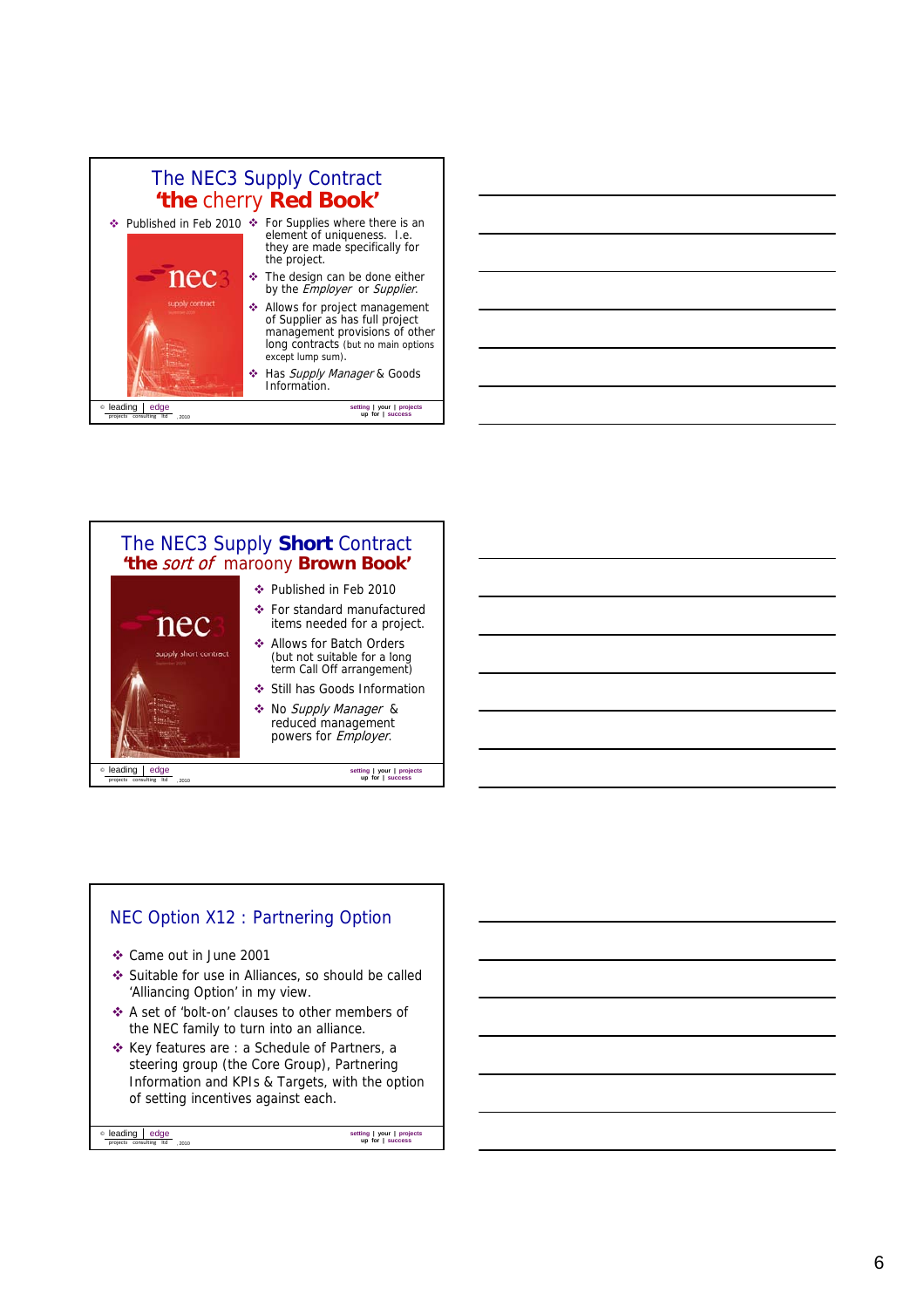## The NEC3 Supply Contract
## 'the cherry **Red Book**'

- Published in Feb 2010
- For Supplies where there is an element of uniqueness. I.e. they are made specifically for the project.
- The design can be done either by the *Employer* or *Supplier.*
- Allows for project management of Supplier as has full project management provisions of other long contracts (but no main options except lump sum).
- Has *Supply Manager* & Goods Information.

© leading | edge projects consulting ltd, 2010 — setting up your projects for success

## The NEC3 Supply **Short** Contract
## '**the** *sort of* maroony **Brown Book**'

- Published in Feb 2010
- For standard manufactured items needed for a project.
- Allows for Batch Orders (but not suitable for a long term Call Off arrangement)
- Still has Goods Information
- No *Supply Manager* & reduced management powers for *Employer.*

© leading | edge projects consulting ltd, 2010 — setting up your projects for success

## NEC Option X12 : Partnering Option

- Came out in June 2001
- Suitable for use in Alliances, so should be called 'Alliancing Option' in my view.
- A set of 'bolt-on' clauses to other members of the NEC family to turn into an alliance.
- Key features are : a Schedule of Partners, a steering group (the Core Group), Partnering Information and KPIs & Targets, with the option of setting incentives against each.

© leading | edge projects consulting ltd, 2010 — setting up your projects for success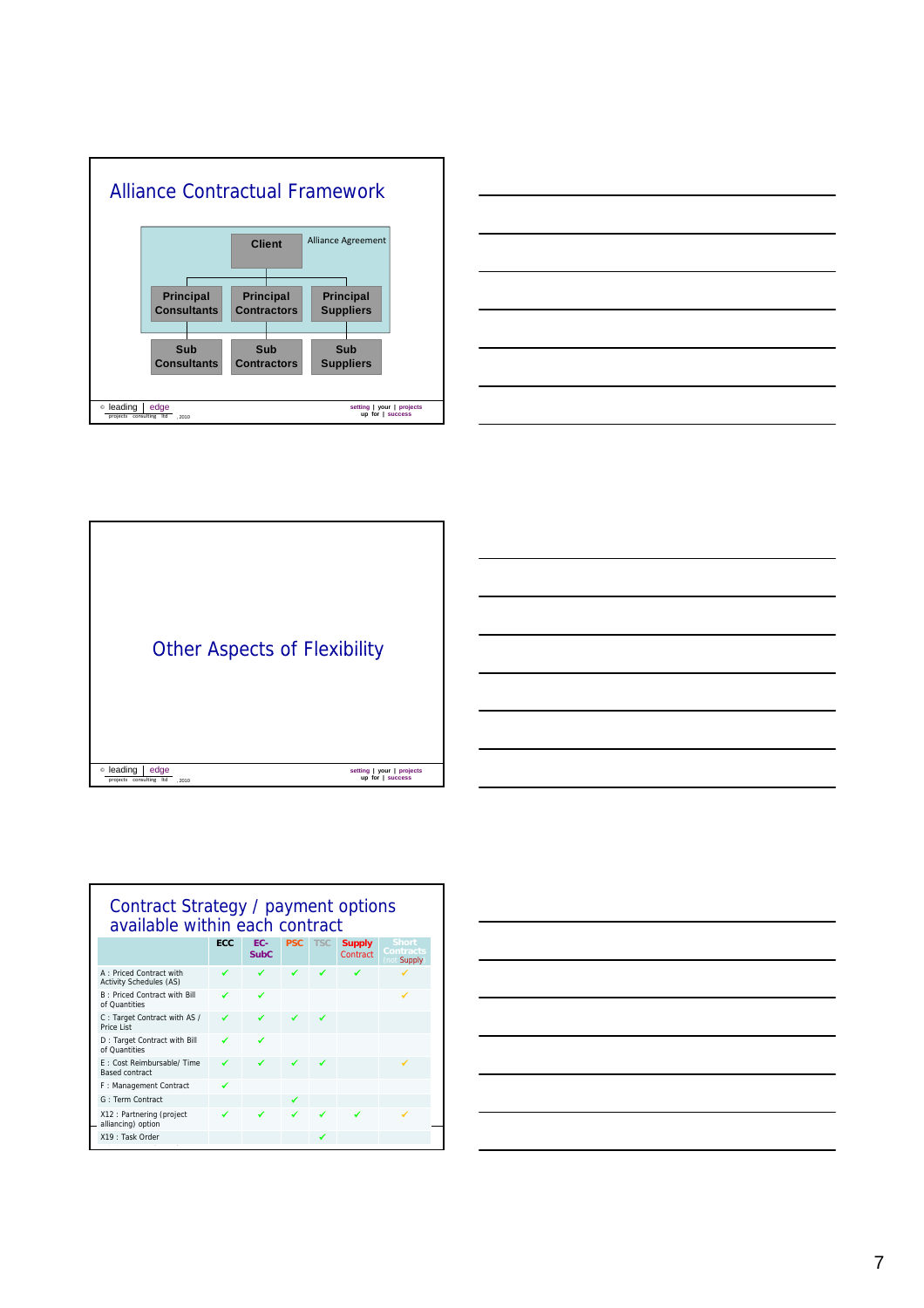# Alliance Contractual Framework

Client — Alliance Agreement

- Principal Consultants
  - Sub Consultants
- Principal Contractors
  - Sub Contractors
- Principal Suppliers
  - Sub Suppliers

© leading edge projects consulting ltd, 2010 — setting up your projects for success

# Other Aspects of Flexibility

© leading edge projects consulting ltd, 2010 — setting up your projects for success

# Contract Strategy / payment options available within each contract

| | ECC | EC-SubC | PSC | TSC | Supply Contract | Short Contracts (inc. Supply) |
|---|---|---|---|---|---|---|
| A : Priced Contract with Activity Schedules (AS) | ✓ | ✓ | ✓ | ✓ | ✓ | ✓ |
| B : Priced Contract with Bill of Quantities | ✓ | ✓ | | | | ✓ |
| C : Target Contract with AS / Price List | ✓ | ✓ | ✓ | ✓ | | |
| D : Target Contract with Bill of Quantities | ✓ | ✓ | | | | |
| E : Cost Reimbursable/ Time Based contract | ✓ | ✓ | ✓ | ✓ | | ✓ |
| F : Management Contract | ✓ | | | | | |
| G : Term Contract | | | ✓ | | | |
| X12 : Partnering (project alliancing) option | ✓ | ✓ | ✓ | ✓ | ✓ | ✓ |
| X19 : Task Order | | | | ✓ | | |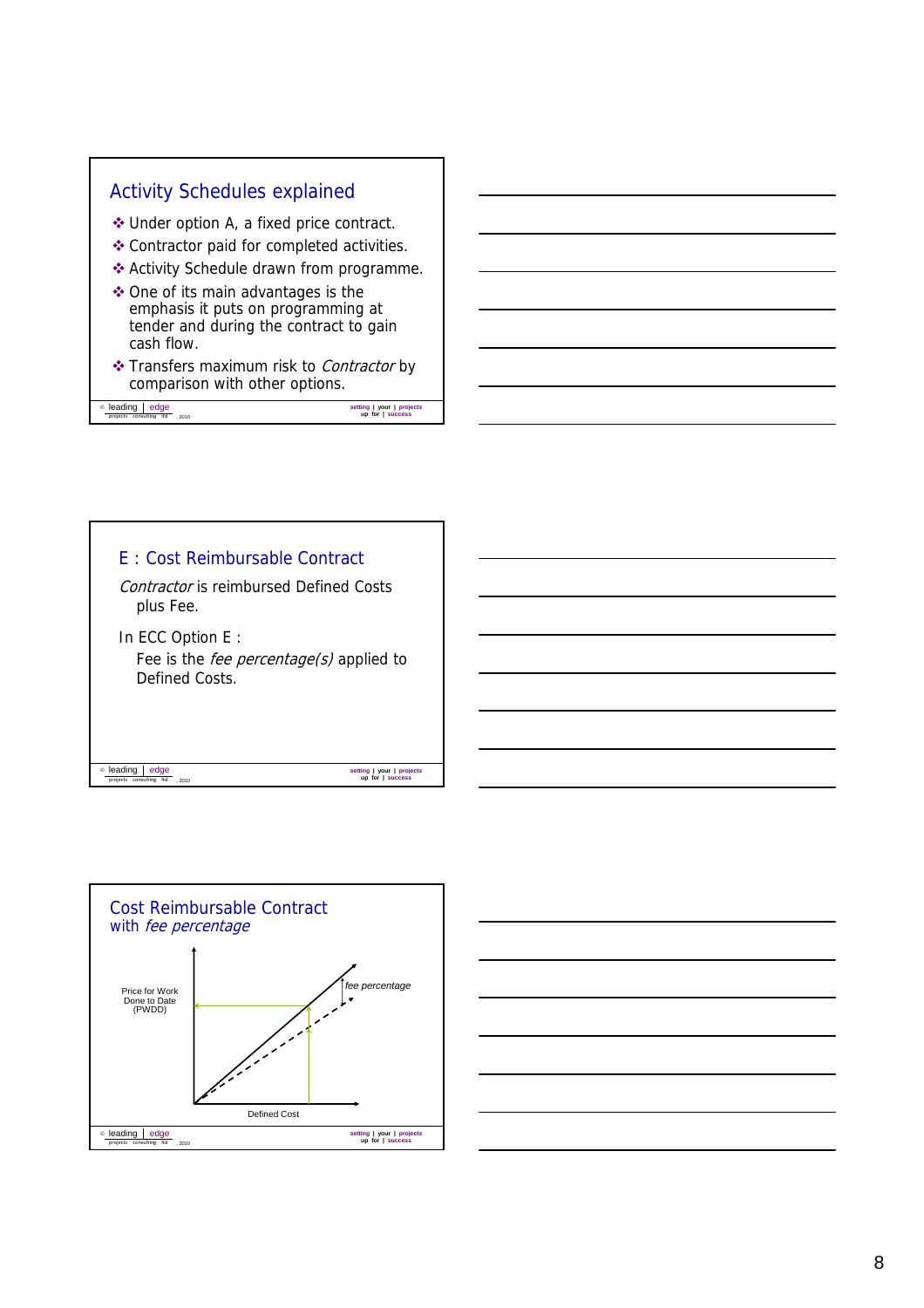## Activity Schedules explained

- Under option A, a fixed price contract.
- Contractor paid for completed activities.
- Activity Schedule drawn from programme.
- One of its main advantages is the emphasis it puts on programming at tender and during the contract to gain cash flow.
- Transfers maximum risk to *Contractor* by comparison with other options.

## E : Cost Reimbursable Contract

*Contractor* is reimbursed Defined Costs plus Fee.

In ECC Option E :

Fee is the *fee percentage(s)* applied to Defined Costs.

## Cost Reimbursable Contract with *fee percentage*

Price for Work Done to Date (PWDD)

*fee percentage*

Defined Cost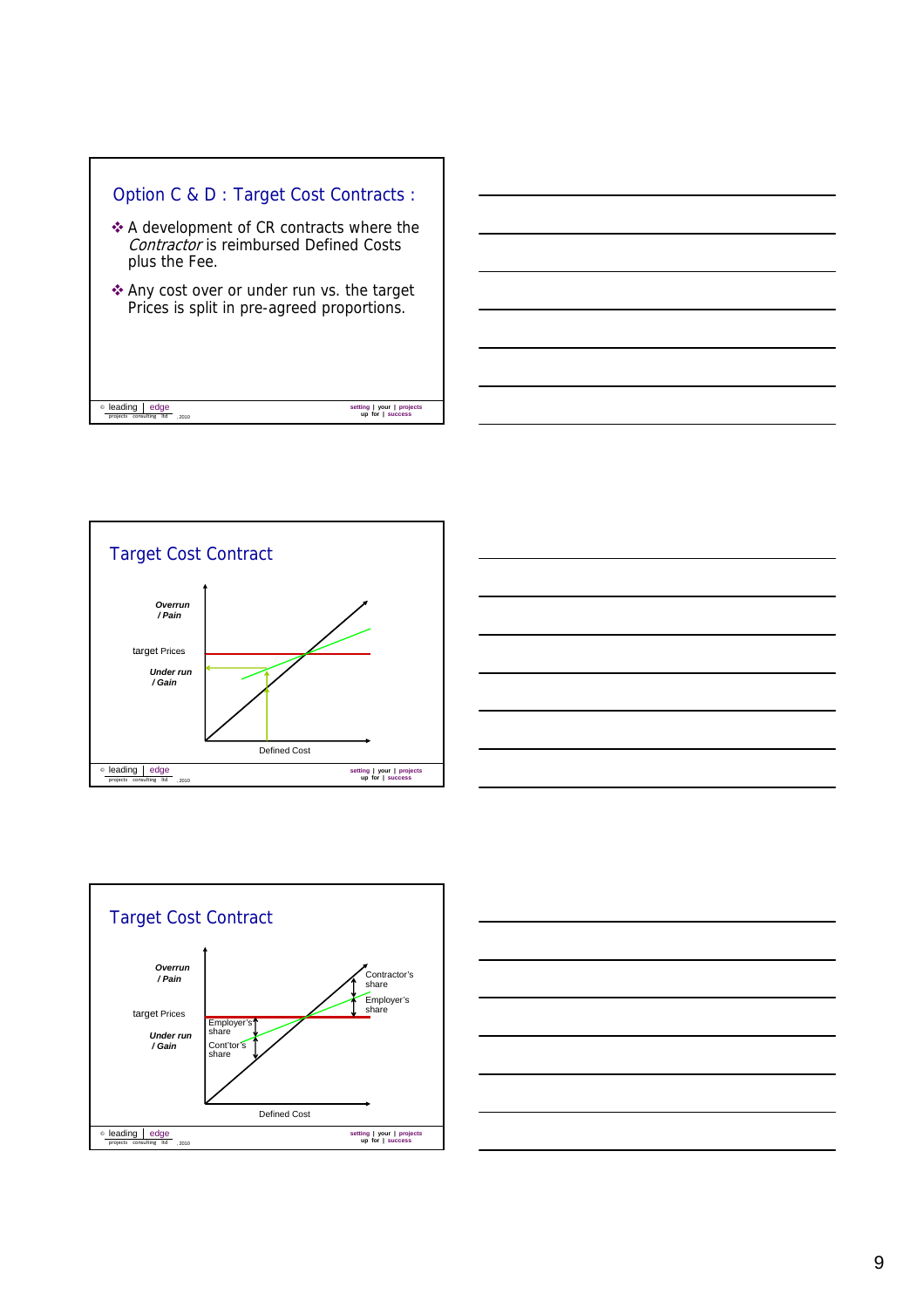## Option C & D : Target Cost Contracts :

- A development of CR contracts where the *Contractor* is reimbursed Defined Costs plus the Fee.
- Any cost over or under run vs. the target Prices is split in pre-agreed proportions.

## Target Cost Contract

*Overrun / Pain*

target Prices

*Under run / Gain*

Defined Cost

## Target Cost Contract

*Overrun / Pain*

target Prices

*Under run / Gain*

Employer's share

Cont'tor's share

Contractor's share

Employer's share

Defined Cost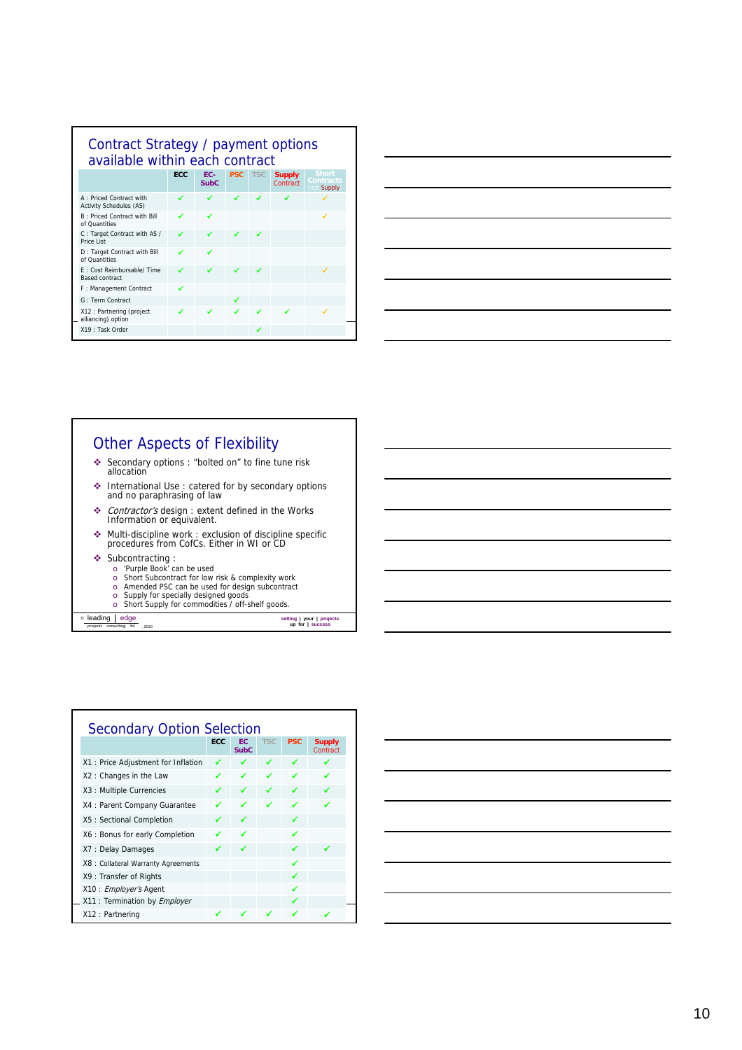## Contract Strategy / payment options available within each contract

| | ECC | EC-SubC | PSC | TSC | Supply Contract | Short Contracts (not Supply) |
|---|---|---|---|---|---|---|
| A : Priced Contract with Activity Schedules (AS) | ✓ | ✓ | ✓ | ✓ | ✓ | ✓ |
| B : Priced Contract with Bill of Quantities | ✓ | ✓ | | | | ✓ |
| C : Target Contract with AS / Price List | ✓ | ✓ | ✓ | ✓ | | |
| D : Target Contract with Bill of Quantities | ✓ | ✓ | | | | |
| E : Cost Reimbursable/ Time Based contract | ✓ | ✓ | ✓ | ✓ | | ✓ |
| F : Management Contract | ✓ | | | | | |
| G : Term Contract | | | ✓ | | | |
| X12 : Partnering (project alliancing) option | ✓ | ✓ | ✓ | ✓ | ✓ | ✓ |
| X19 : Task Order | | | | ✓ | | |

## Other Aspects of Flexibility

- Secondary options : "bolted on" to fine tune risk allocation
- International Use : catered for by secondary options and no paraphrasing of law
- *Contractor's* design : extent defined in the Works Information or equivalent.
- Multi-discipline work : exclusion of discipline specific procedures from CofCs. Either in WI or CD
- Subcontracting :
  - 'Purple Book' can be used
  - Short Subcontract for low risk & complexity work
  - Amended PSC can be used for design subcontract
  - Supply for specially designed goods
  - Short Supply for commodities / off-shelf goods.

© leading | edge projects consulting ltd , 2010 — setting up | your for | projects success

## Secondary Option Selection

| | ECC | EC SubC | TSC | PSC | Supply Contract |
|---|---|---|---|---|---|
| X1 : Price Adjustment for Inflation | ✓ | ✓ | ✓ | ✓ | ✓ |
| X2 : Changes in the Law | ✓ | ✓ | ✓ | ✓ | ✓ |
| X3 : Multiple Currencies | ✓ | ✓ | ✓ | ✓ | ✓ |
| X4 : Parent Company Guarantee | ✓ | ✓ | ✓ | ✓ | ✓ |
| X5 : Sectional Completion | ✓ | ✓ | | ✓ | |
| X6 : Bonus for early Completion | ✓ | ✓ | | ✓ | |
| X7 : Delay Damages | ✓ | ✓ | | ✓ | ✓ |
| X8 : Collateral Warranty Agreements | | | | ✓ | |
| X9 : Transfer of Rights | | | | ✓ | |
| X10 : *Employer's* Agent | | | | ✓ | |
| X11 : Termination by *Employer* | | | | ✓ | |
| X12 : Partnering | ✓ | ✓ | ✓ | ✓ | ✓ |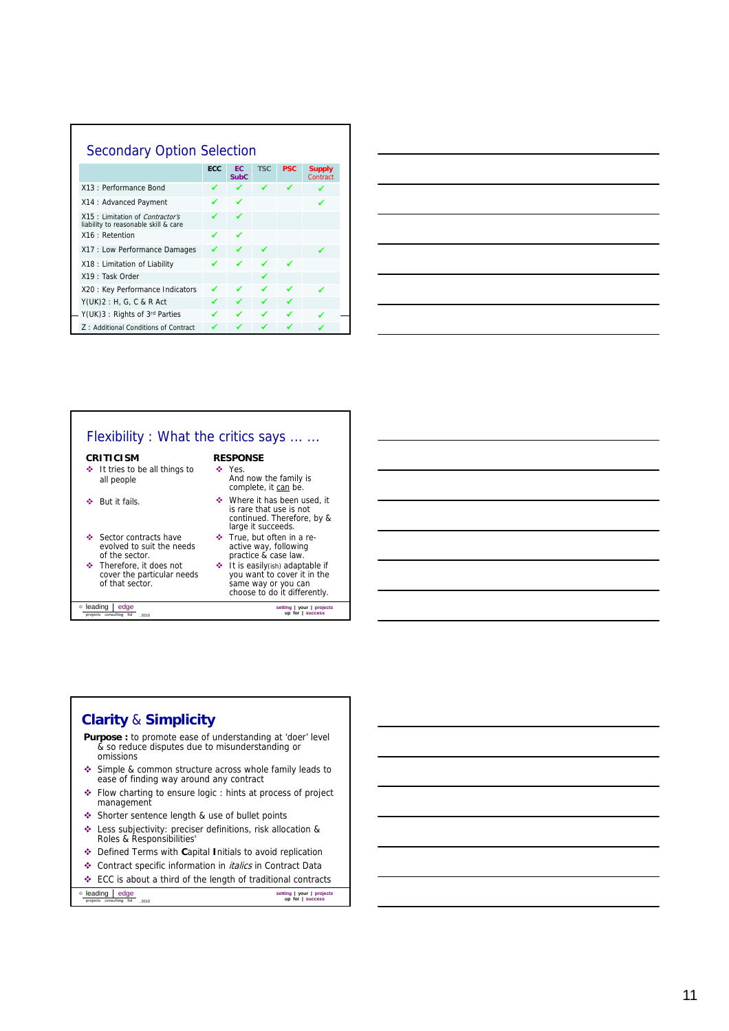## Secondary Option Selection

| | ECC | EC SubC | TSC | PSC | Supply Contract |
|---|---|---|---|---|---|
| X13 : Performance Bond | ✓ | ✓ | ✓ | ✓ | ✓ |
| X14 : Advanced Payment | ✓ | ✓ | | | ✓ |
| X15 : Limitation of *Contractor's* liability to reasonable skill & care | ✓ | ✓ | | | |
| X16 : Retention | ✓ | ✓ | | | |
| X17 : Low Performance Damages | ✓ | ✓ | ✓ | | ✓ |
| X18 : Limitation of Liability | ✓ | ✓ | ✓ | ✓ | |
| X19 : Task Order | | | ✓ | | |
| X20 : Key Performance Indicators | ✓ | ✓ | ✓ | ✓ | ✓ |
| Y(UK)2 : H, G, C & R Act | ✓ | ✓ | ✓ | ✓ | |
| Y(UK)3 : Rights of 3rd Parties | ✓ | ✓ | ✓ | ✓ | ✓ |
| Z : Additional Conditions of Contract | ✓ | ✓ | ✓ | ✓ | ✓ |

## Flexibility : What the critics says … …

| CRITICISM | RESPONSE |
|---|---|
| ❖ It tries to be all things to all people | ❖ Yes. And now the family is complete, it can be. |
| ❖ But it fails. | ❖ Where it has been used, it is rare that use is not continued. Therefore, by & large it succeeds. |
| ❖ Sector contracts have evolved to suit the needs of the sector. | ❖ True, but often in a re-active way, following practice & case law. |
| ❖ Therefore, it does not cover the particular needs of that sector. | ❖ It is easily(ish) adaptable if you want to cover it in the same way or you can choose to do it differently. |

## Clarity & Simplicity

**Purpose :** to promote ease of understanding at 'doer' level & so reduce disputes due to misunderstanding or omissions

- ❖ Simple & common structure across whole family leads to ease of finding way around any contract
- ❖ Flow charting to ensure logic : hints at process of project management
- ❖ Shorter sentence length & use of bullet points
- ❖ Less subjectivity: preciser definitions, risk allocation & Roles & Responsibilities'
- ❖ Defined Terms with **C**apital **I**nitials to avoid replication
- ❖ Contract specific information in *italics* in Contract Data
- ❖ ECC is about a third of the length of traditional contracts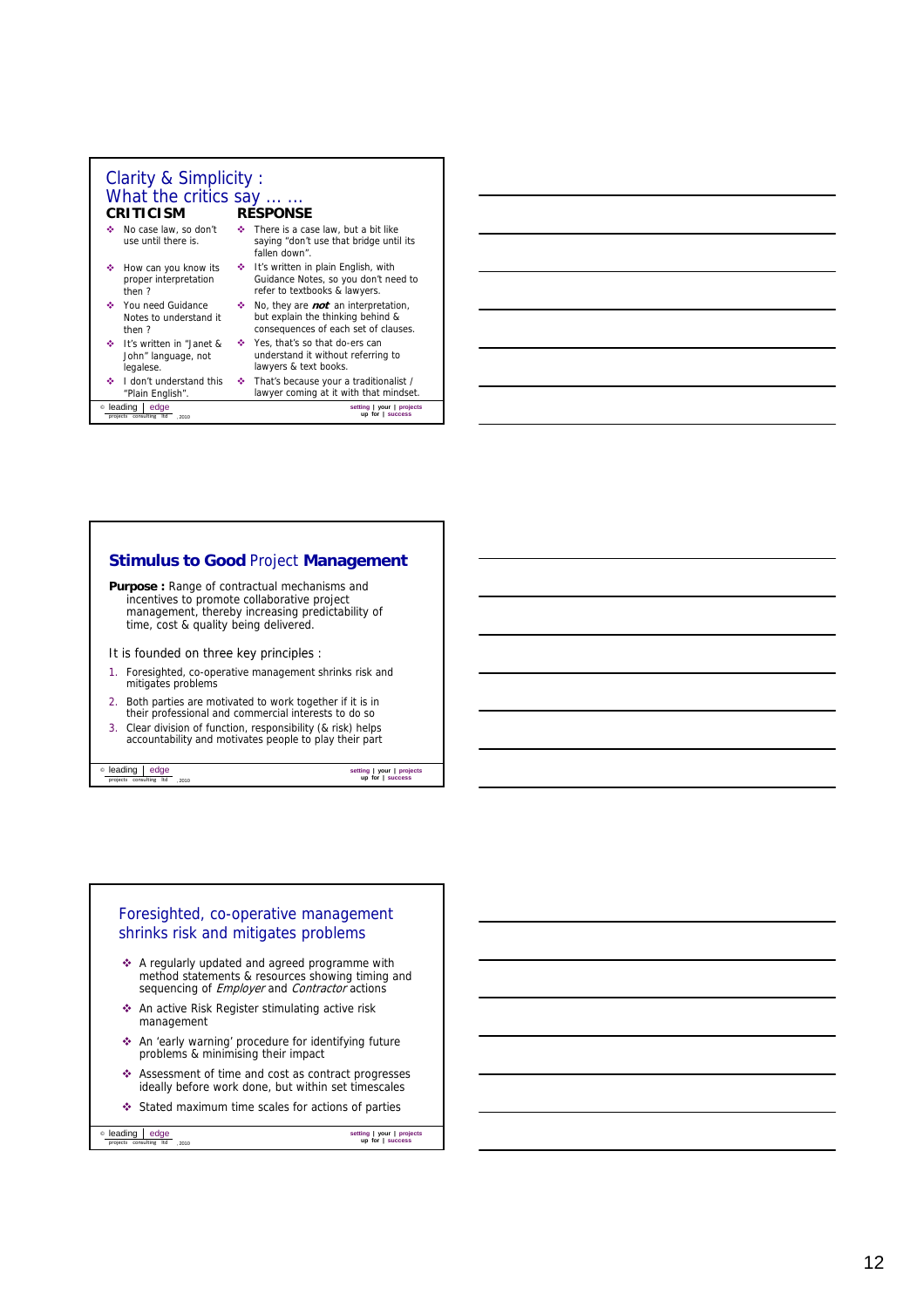## Clarity & Simplicity : What the critics say … …

| CRITICISM | RESPONSE |
| --- | --- |
| No case law, so don't use until there is. | There is a case law, but a bit like saying "don't use that bridge until its fallen down". |
| How can you know its proper interpretation then ? | It's written in plain English, with Guidance Notes, so you don't need to refer to textbooks & lawyers. |
| You need Guidance Notes to understand it then ? | No, they are ***not*** an interpretation, but explain the thinking behind & consequences of each set of clauses. |
| It's written in "Janet & John" language, not legalese. | Yes, that's so that do-ers can understand it without referring to lawyers & text books. |
| I don't understand this "Plain English". | That's because your a traditionalist / lawyer coming at it with that mindset. |

© leading edge projects consulting ltd, 2010 — setting up your projects for success

## Stimulus to Good Project Management

**Purpose :** Range of contractual mechanisms and incentives to promote collaborative project management, thereby increasing predictability of time, cost & quality being delivered.

It is founded on three key principles :

1. Foresighted, co-operative management shrinks risk and mitigates problems
2. Both parties are motivated to work together if it is in their professional and commercial interests to do so
3. Clear division of function, responsibility (& risk) helps accountability and motivates people to play their part

© leading edge projects consulting ltd, 2010 — setting up your projects for success

## Foresighted, co-operative management shrinks risk and mitigates problems

- A regularly updated and agreed programme with method statements & resources showing timing and sequencing of *Employer* and *Contractor* actions
- An active Risk Register stimulating active risk management
- An 'early warning' procedure for identifying future problems & minimising their impact
- Assessment of time and cost as contract progresses ideally before work done, but within set timescales
- Stated maximum time scales for actions of parties

© leading edge projects consulting ltd, 2010 — setting up your projects for success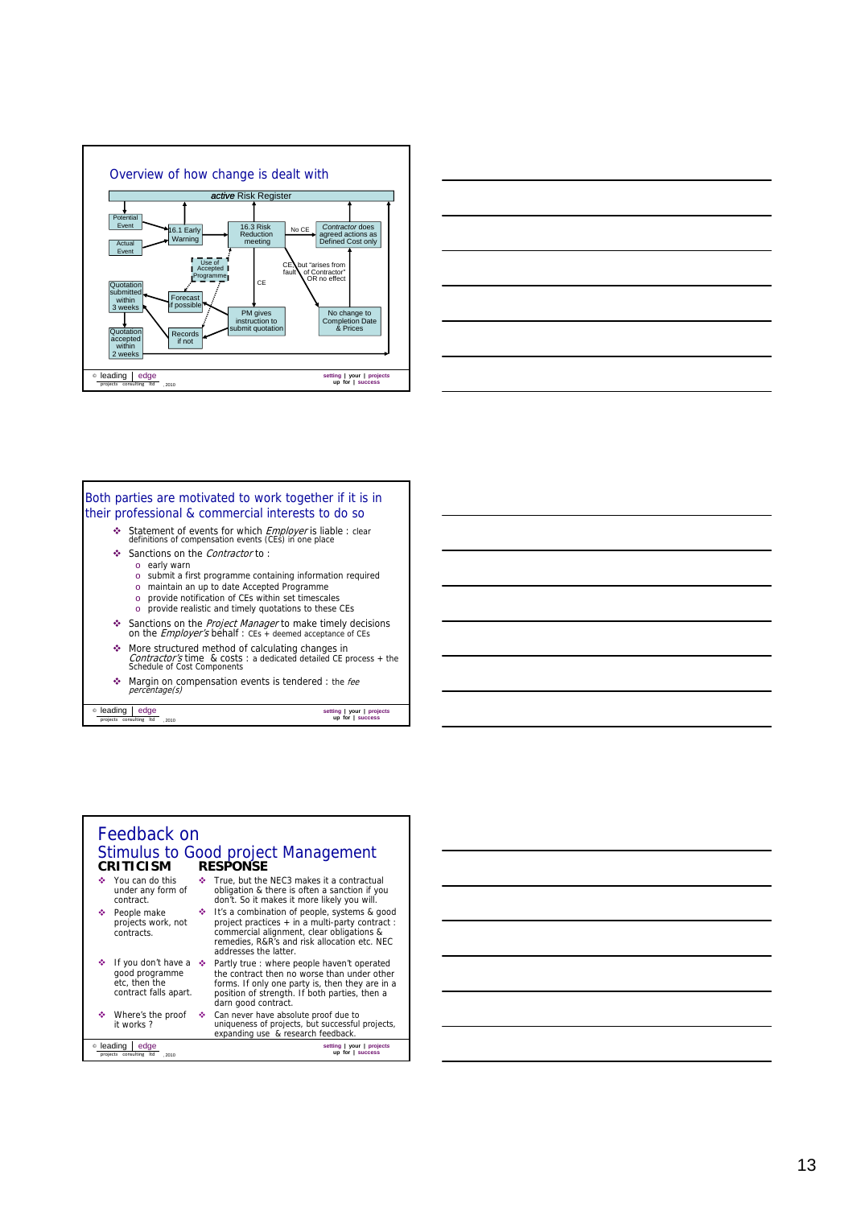## Overview of how change is dealt with

*active* Risk Register

- Potential Event
- Actual Event
- 16.1 Early Warning
- 16.3 Risk Reduction meeting
- No CE
- *Contractor* does agreed actions as Defined Cost only
- Use of Accepted Programme
- CE
- CE but "arises from fault of Contractor" OR no effect
- Quotation submitted within 3 weeks
- Forecast if possible
- PM gives instruction to submit quotation
- No change to Completion Date & Prices
- Quotation accepted within 2 weeks
- Records if not

© leading | edge projects consulting ltd, 2010 — setting | your | projects up for | success

## Both parties are motivated to work together if it is in their professional & commercial interests to do so

- Statement of events for which *Employer* is liable : clear definitions of compensation events (CEs) in one place
- Sanctions on the *Contractor* to :
  - early warn
  - submit a first programme containing information required
  - maintain an up to date Accepted Programme
  - provide notification of CEs within set timescales
  - provide realistic and timely quotations to these CEs
- Sanctions on the *Project Manager* to make timely decisions on the *Employer's* behalf : CEs + deemed acceptance of CEs
- More structured method of calculating changes in *Contractor's* time & costs : a dedicated detailed CE process + the Schedule of Cost Components
- Margin on compensation events is tendered : the *fee percentage(s)*

© leading | edge projects consulting ltd, 2010 — setting | your | projects up for | success

## Feedback on Stimulus to Good project Management

| CRITICISM | RESPONSE |
|---|---|
| You can do this under any form of contract. | True, but the NEC3 makes it a contractual obligation & there is often a sanction if you don't. So it makes it more likely you will. |
| People make projects work, not contracts. | It's a combination of people, systems & good project practices + in a multi-party contract : commercial alignment, clear obligations & remedies, R&R's and risk allocation etc. NEC addresses the latter. |
| If you don't have a good programme etc, then the contract falls apart. | Partly true : where people haven't operated the contract then no worse than under other forms. If only one party is, then they are in a position of strength. If both parties, then a darn good contract. |
| Where's the proof it works ? | Can never have absolute proof due to uniqueness of projects, but successful projects, expanding use & research feedback. |

© leading | edge projects consulting ltd, 2010 — setting | your | projects up for | success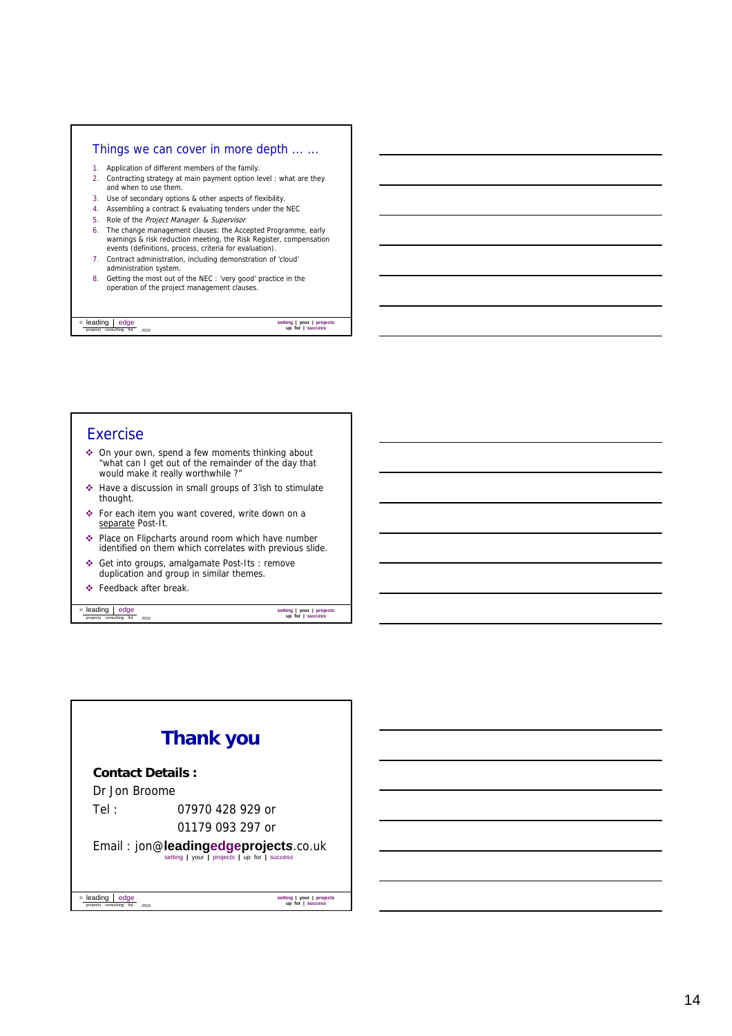## Things we can cover in more depth … …

1. Application of different members of the family.
2. Contracting strategy at main payment option level : what are they and when to use them.
3. Use of secondary options & other aspects of flexibility.
4. Assembling a contract & evaluating tenders under the NEC
5. Role of the *Project Manager* & *Supervisor*
6. The change management clauses: the Accepted Programme, early warnings & risk reduction meeting, the Risk Register, compensation events (definitions, process, criteria for evaluation).
7. Contract administration, including demonstration of 'cloud' administration system.
8. Getting the most out of the NEC : 'very good' practice in the operation of the project management clauses.

## Exercise

- On your own, spend a few moments thinking about "what can I get out of the remainder of the day that would make it really worthwhile ?"
- Have a discussion in small groups of 3'ish to stimulate thought.
- For each item you want covered, write down on a separate Post-It.
- Place on Flipcharts around room which have number identified on them which correlates with previous slide.
- Get into groups, amalgamate Post-Its : remove duplication and group in similar themes.
- Feedback after break.

# Thank you

**Contact Details :**

Dr Jon Broome

Tel : 07970 428 929 or

01179 093 297 or

Email : jon@**leadingedgeprojects**.co.uk

setting | your | projects | up for | success